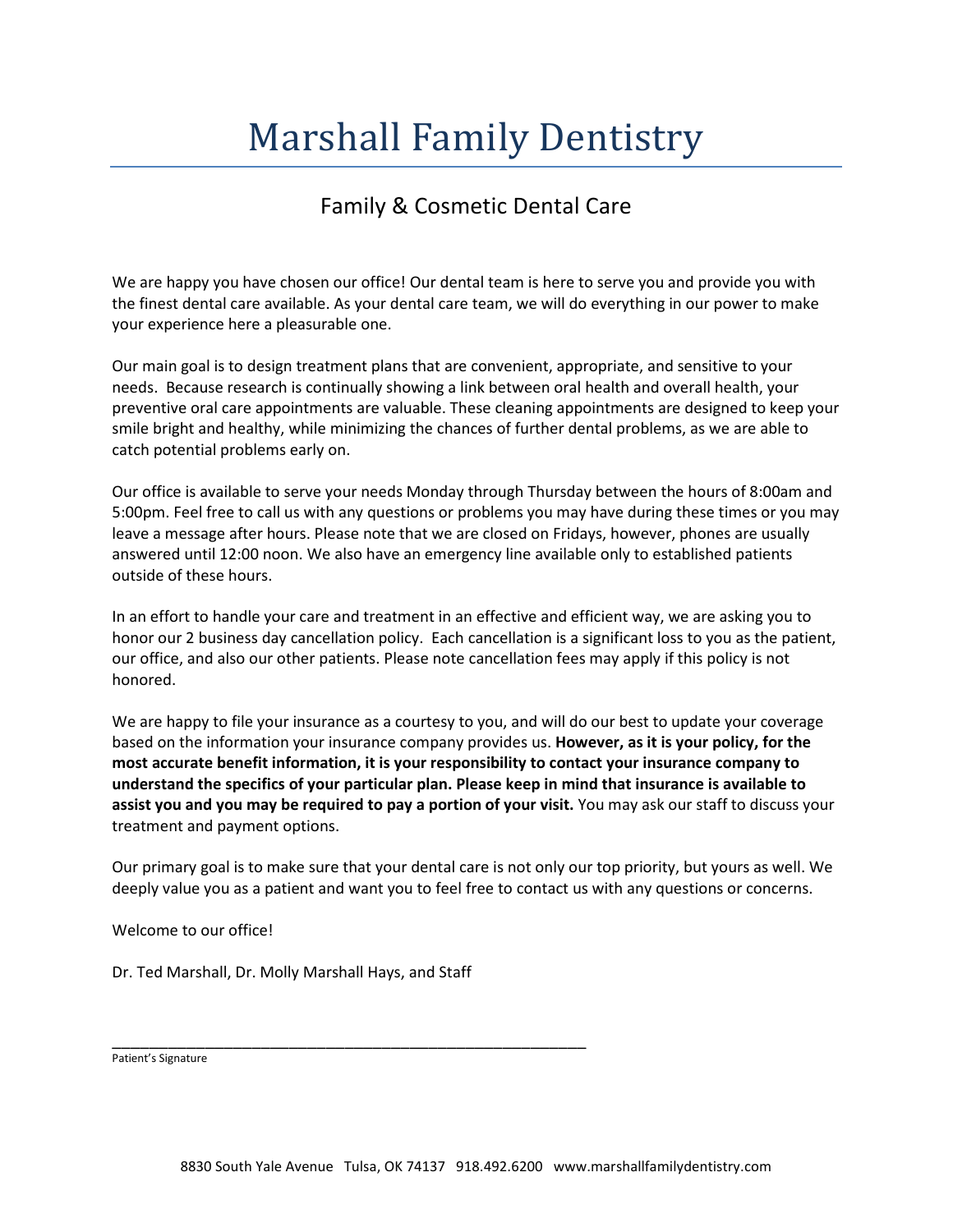# Marshall Family Dentistry

## Family & Cosmetic Dental Care

We are happy you have chosen our office! Our dental team is here to serve you and provide you with the finest dental care available. As your dental care team, we will do everything in our power to make your experience here a pleasurable one.

Our main goal is to design treatment plans that are convenient, appropriate, and sensitive to your needs. Because research is continually showing a link between oral health and overall health, your preventive oral care appointments are valuable. These cleaning appointments are designed to keep your smile bright and healthy, while minimizing the chances of further dental problems, as we are able to catch potential problems early on.

Our office is available to serve your needs Monday through Thursday between the hours of 8:00am and 5:00pm. Feel free to call us with any questions or problems you may have during these times or you may leave a message after hours. Please note that we are closed on Fridays, however, phones are usually answered until 12:00 noon. We also have an emergency line available only to established patients outside of these hours.

In an effort to handle your care and treatment in an effective and efficient way, we are asking you to honor our 2 business day cancellation policy. Each cancellation is a significant loss to you as the patient, our office, and also our other patients. Please note cancellation fees may apply if this policy is not honored.

We are happy to file your insurance as a courtesy to you, and will do our best to update your coverage based on the information your insurance company provides us. **However, as it is your policy, for the most accurate benefit information, it is your responsibility to contact your insurance company to understand the specifics of your particular plan. Please keep in mind that insurance is available to assist you and you may be required to pay a portion of your visit.** You may ask our staff to discuss your treatment and payment options.

Our primary goal is to make sure that your dental care is not only our top priority, but yours as well. We deeply value you as a patient and want you to feel free to contact us with any questions or concerns.

Welcome to our office!

Dr. Ted Marshall, Dr. Molly Marshall Hays, and Staff

\_\_\_\_\_\_\_\_\_\_\_\_\_\_\_\_\_\_\_\_\_\_\_\_\_\_\_\_\_\_\_\_\_\_\_\_\_\_\_\_\_\_\_\_\_\_\_\_\_\_

Patient's Signature

8830 South Yale Avenue Tulsa, OK 74137 918.492.6200 www.marshallfamilydentistry.com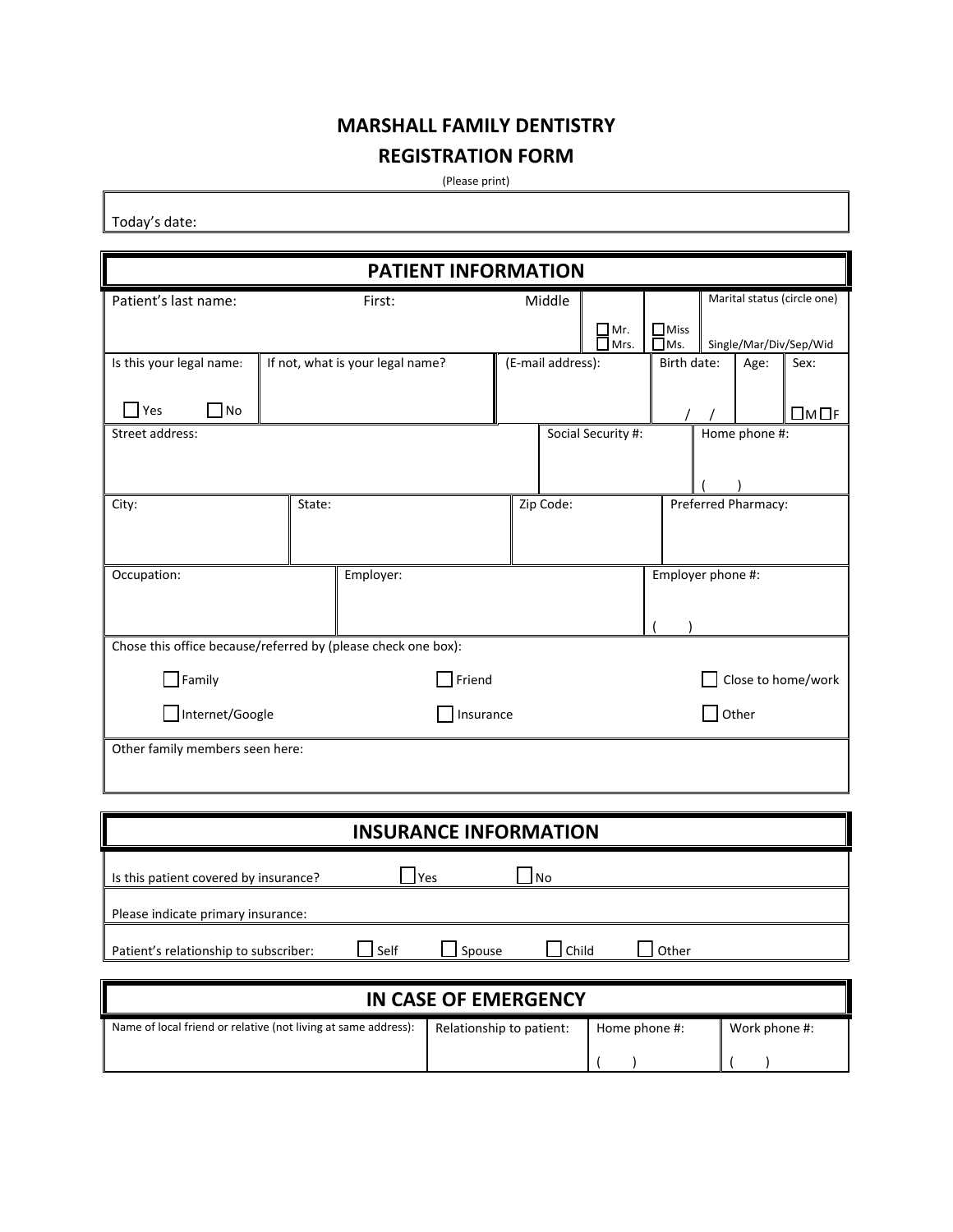# MARSHALL FAMILY DENTISTRY

## REGISTRATION FORM

(Please print)

Today's date:

## PATIENT INFORMATION

| Patient's last name: | First: | Middle | ☐ Mr. ☐ Mrs. | ☐ Miss ☐ Ms. | Marital status (circle one) Single/Mar/Div/Sep/Wid |
|---|---|---|---|---|---|

| Is this your legal name: ☐ Yes ☐ No | If not, what is your legal name? | (E-mail address): | Birth date: / / | Age: | Sex: ☐M ☐F |
|---|---|---|---|---|---|

| Street address: | Social Security #: | Home phone #: ( ) |
|---|---|---|

| City: | State: | Zip Code: | Preferred Pharmacy: |
|---|---|---|---|

| Occupation: | Employer: | Employer phone #: ( ) |
|---|---|---|

Chose this office because/referred by (please check one box):

☐ Family ☐ Friend ☐ Close to home/work

☐ Internet/Google ☐ Insurance ☐ Other

Other family members seen here:

## INSURANCE INFORMATION

Is this patient covered by insurance? ☐ Yes ☐ No

Please indicate primary insurance:

Patient's relationship to subscriber: ☐ Self ☐ Spouse ☐ Child ☐ Other

## IN CASE OF EMERGENCY

| Name of local friend or relative (not living at same address): | Relationship to patient: | Home phone #: ( ) | Work phone #: ( ) |
|---|---|---|---|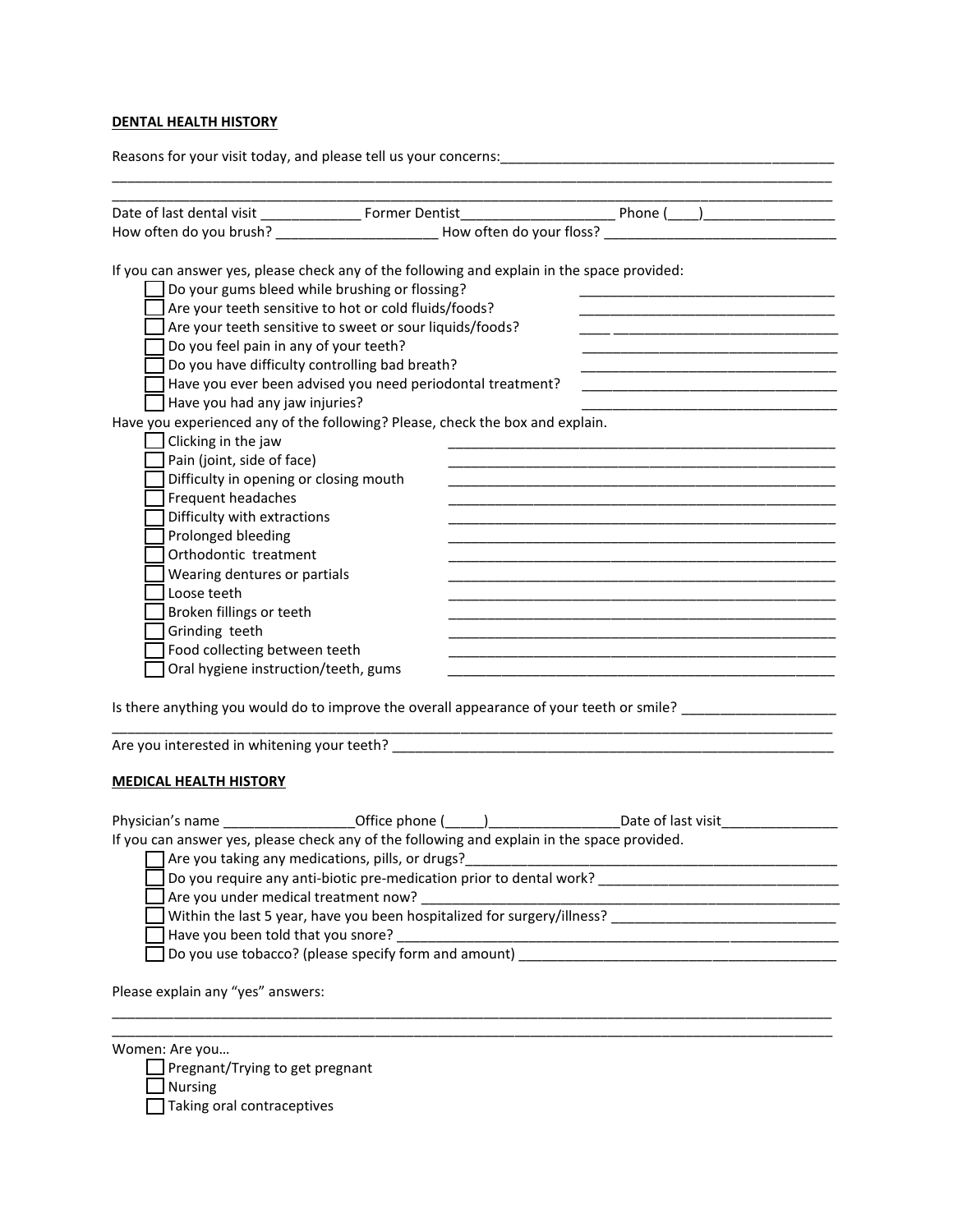**DENTAL HEALTH HISTORY**

Reasons for your visit today, and please tell us your concerns:_____________________________________________

_____________________________________________________________________________________________________

_____________________________________________________________________________________________________

Date of last dental visit _____________ Former Dentist____________________ Phone (____)_________________

How often do you brush? _____________________ How often do you floss? ______________________________

If you can answer yes, please check any of the following and explain in the space provided:

- ☐ Do your gums bleed while brushing or flossing? __________________________________
- ☐ Are your teeth sensitive to hot or cold fluids/foods? __________________________________
- ☐ Are your teeth sensitive to sweet or sour liquids/foods? ____ ______________________________
- ☐ Do you feel pain in any of your teeth? __________________________________
- ☐ Do you have difficulty controlling bad breath? __________________________________
- ☐ Have you ever been advised you need periodontal treatment? __________________________________
- ☐ Have you had any jaw injuries? __________________________________

Have you experienced any of the following? Please, check the box and explain.

- ☐ Clicking in the jaw ____________________________________________________
- ☐ Pain (joint, side of face) ____________________________________________________
- ☐ Difficulty in opening or closing mouth ____________________________________________________
- ☐ Frequent headaches ____________________________________________________
- ☐ Difficulty with extractions ____________________________________________________
- ☐ Prolonged bleeding ____________________________________________________
- ☐ Orthodontic treatment ____________________________________________________
- ☐ Wearing dentures or partials ____________________________________________________
- ☐ Loose teeth ____________________________________________________
- ☐ Broken fillings or teeth ____________________________________________________
- ☐ Grinding teeth ____________________________________________________
- ☐ Food collecting between teeth ____________________________________________________
- ☐ Oral hygiene instruction/teeth, gums ____________________________________________________

Is there anything you would do to improve the overall appearance of your teeth or smile? ____________________

_____________________________________________________________________________________________________

Are you interested in whitening your teeth? _____________________________________________________________

**MEDICAL HEALTH HISTORY**

Physician's name _________________Office phone (_____)_________________Date of last visit_______________

If you can answer yes, please check any of the following and explain in the space provided.

- ☐ Are you taking any medications, pills, or drugs?__________________________________________________
- ☐ Do you require any anti-biotic pre-medication prior to dental work? _______________________________
- ☐ Are you under medical treatment now? _______________________________________________________
- ☐ Within the last 5 year, have you been hospitalized for surgery/illness? ______________________________
- ☐ Have you been told that you snore? _________________________________________________________
- ☐ Do you use tobacco? (please specify form and amount) __________________________________________

Please explain any "yes" answers:

_____________________________________________________________________________________________________

_____________________________________________________________________________________________________

Women: Are you…

- ☐ Pregnant/Trying to get pregnant
- ☐ Nursing
- ☐ Taking oral contraceptives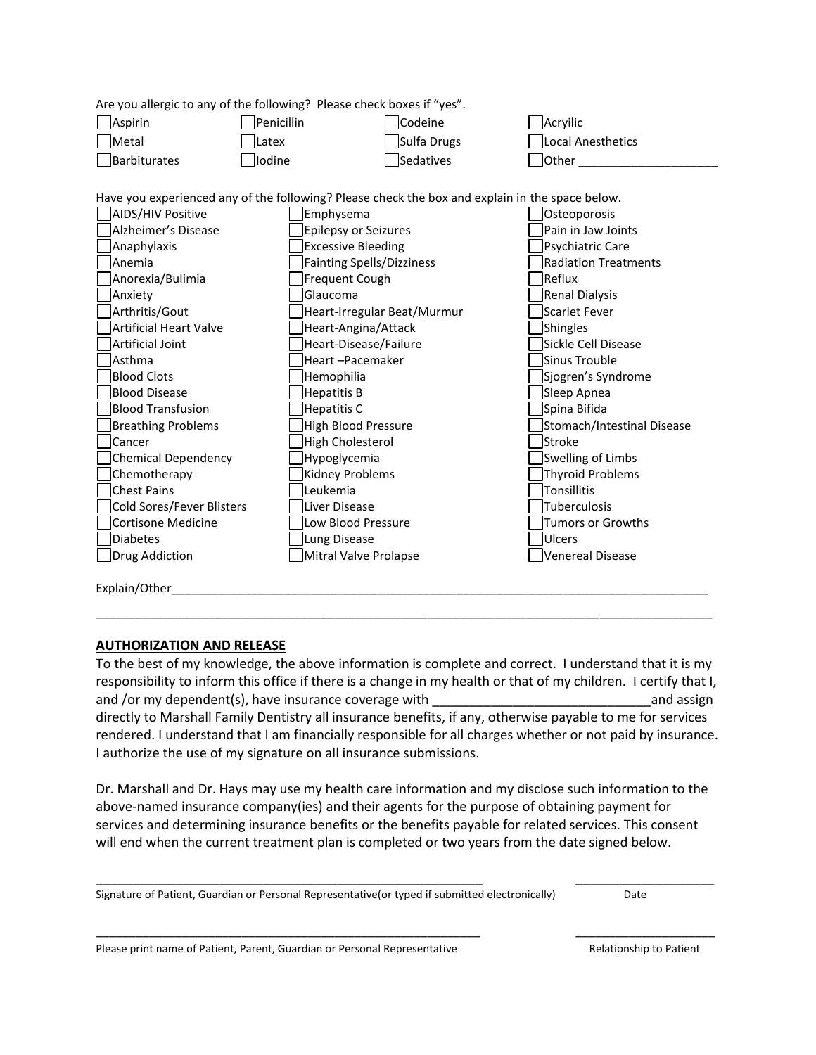Are you allergic to any of the following? Please check boxes if "yes".

- [ ] Aspirin
- [ ] Penicillin
- [ ] Codeine
- [ ] Acryilic
- [ ] Metal
- [ ] Latex
- [ ] Sulfa Drugs
- [ ] Local Anesthetics
- [ ] Barbiturates
- [ ] Iodine
- [ ] Sedatives
- [ ] Other ____________________

Have you experienced any of the following? Please check the box and explain in the space below.

- [ ] AIDS/HIV Positive
- [ ] Alzheimer's Disease
- [ ] Anaphylaxis
- [ ] Anemia
- [ ] Anorexia/Bulimia
- [ ] Anxiety
- [ ] Arthritis/Gout
- [ ] Artificial Heart Valve
- [ ] Artificial Joint
- [ ] Asthma
- [ ] Blood Clots
- [ ] Blood Disease
- [ ] Blood Transfusion
- [ ] Breathing Problems
- [ ] Cancer
- [ ] Chemical Dependency
- [ ] Chemotherapy
- [ ] Chest Pains
- [ ] Cold Sores/Fever Blisters
- [ ] Cortisone Medicine
- [ ] Diabetes
- [ ] Drug Addiction
- [ ] Emphysema
- [ ] Epilepsy or Seizures
- [ ] Excessive Bleeding
- [ ] Fainting Spells/Dizziness
- [ ] Frequent Cough
- [ ] Glaucoma
- [ ] Heart-Irregular Beat/Murmur
- [ ] Heart-Angina/Attack
- [ ] Heart-Disease/Failure
- [ ] Heart –Pacemaker
- [ ] Hemophilia
- [ ] Hepatitis B
- [ ] Hepatitis C
- [ ] High Blood Pressure
- [ ] High Cholesterol
- [ ] Hypoglycemia
- [ ] Kidney Problems
- [ ] Leukemia
- [ ] Liver Disease
- [ ] Low Blood Pressure
- [ ] Lung Disease
- [ ] Mitral Valve Prolapse
- [ ] Osteoporosis
- [ ] Pain in Jaw Joints
- [ ] Psychiatric Care
- [ ] Radiation Treatments
- [ ] Reflux
- [ ] Renal Dialysis
- [ ] Scarlet Fever
- [ ] Shingles
- [ ] Sickle Cell Disease
- [ ] Sinus Trouble
- [ ] Sjogren's Syndrome
- [ ] Sleep Apnea
- [ ] Spina Bifida
- [ ] Stomach/Intestinal Disease
- [ ] Stroke
- [ ] Swelling of Limbs
- [ ] Thyroid Problems
- [ ] Tonsillitis
- [ ] Tuberculosis
- [ ] Tumors or Growths
- [ ] Ulcers
- [ ] Venereal Disease

Explain/Other_______________________________________________________________________________

_____________________________________________________________________________________________

## AUTHORIZATION AND RELEASE

To the best of my knowledge, the above information is complete and correct. I understand that it is my responsibility to inform this office if there is a change in my health or that of my children. I certify that I, and /or my dependent(s), have insurance coverage with _____________________________and assign directly to Marshall Family Dentistry all insurance benefits, if any, otherwise payable to me for services rendered. I understand that I am financially responsible for all charges whether or not paid by insurance. I authorize the use of my signature on all insurance submissions.

Dr. Marshall and Dr. Hays may use my health care information and my disclose such information to the above-named insurance company(ies) and their agents for the purpose of obtaining payment for services and determining insurance benefits or the benefits payable for related services. This consent will end when the current treatment plan is completed or two years from the date signed below.

_________________________________________________________ ____________________

Signature of Patient, Guardian or Personal Representative(or typed if submitted electronically) Date

_________________________________________________________ ____________________

Please print name of Patient, Parent, Guardian or Personal Representative Relationship to Patient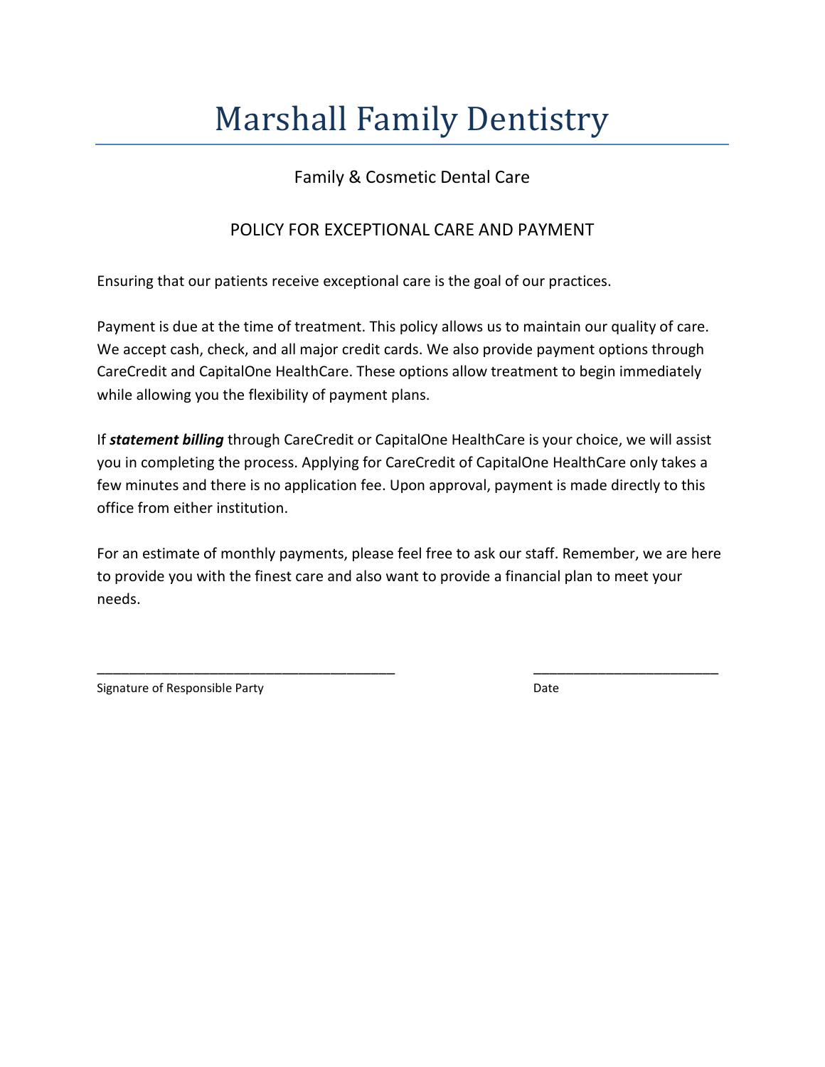# Marshall Family Dentistry

Family & Cosmetic Dental Care

## POLICY FOR EXCEPTIONAL CARE AND PAYMENT

Ensuring that our patients receive exceptional care is the goal of our practices.

Payment is due at the time of treatment. This policy allows us to maintain our quality of care. We accept cash, check, and all major credit cards. We also provide payment options through CareCredit and CapitalOne HealthCare. These options allow treatment to begin immediately while allowing you the flexibility of payment plans.

If ***statement billing*** through CareCredit or CapitalOne HealthCare is your choice, we will assist you in completing the process. Applying for CareCredit of CapitalOne HealthCare only takes a few minutes and there is no application fee. Upon approval, payment is made directly to this office from either institution.

For an estimate of monthly payments, please feel free to ask our staff. Remember, we are here to provide you with the finest care and also want to provide a financial plan to meet your needs.

\_\_\_\_\_\_\_\_\_\_\_\_\_\_\_\_\_\_\_\_\_\_\_\_\_\_\_\_\_\_\_\_\_\_\_\_\_\_\_\_ \_\_\_\_\_\_\_\_\_\_\_\_\_\_\_\_\_\_\_\_\_\_\_\_\_

Signature of Responsible Party Date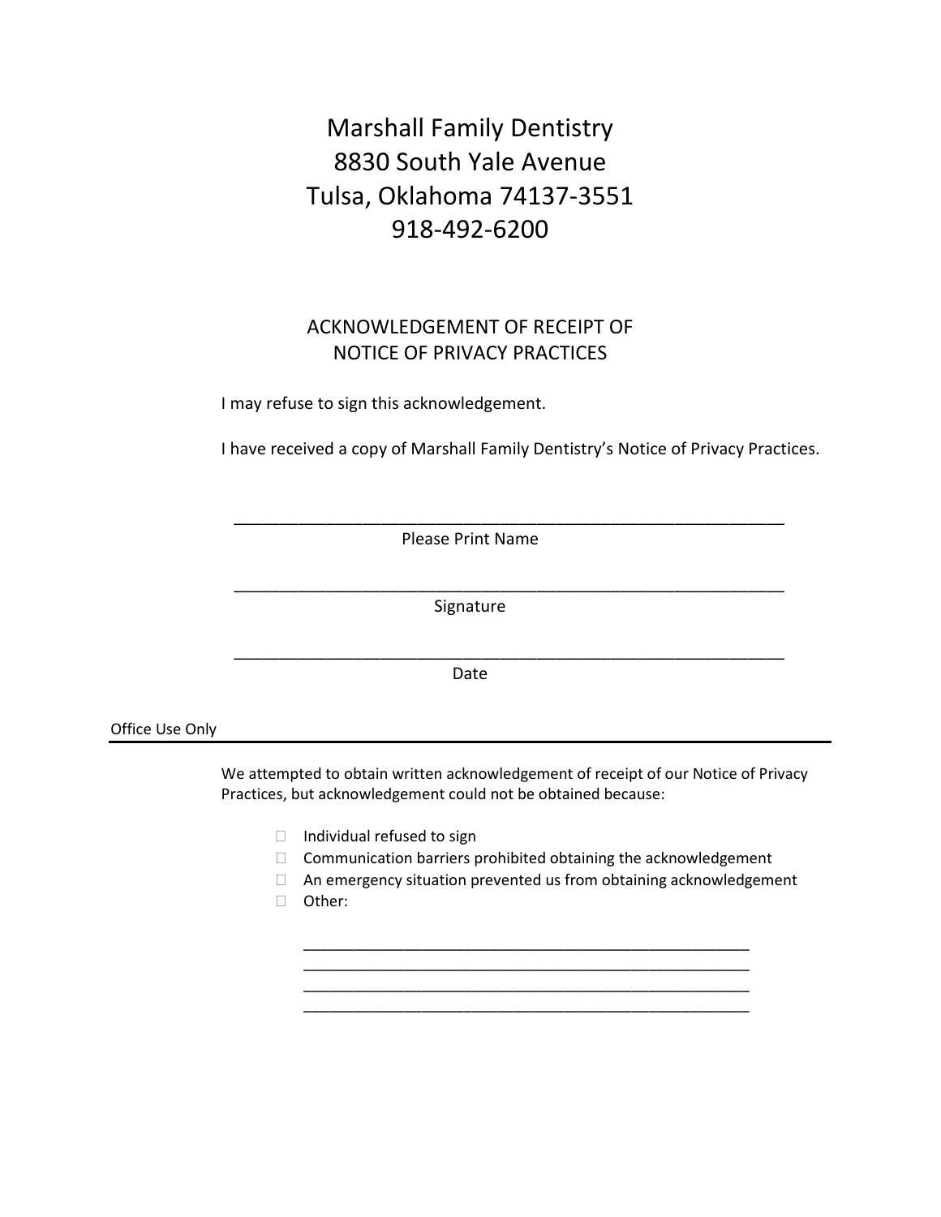# Marshall Family Dentistry
# 8830 South Yale Avenue
# Tulsa, Oklahoma 74137-3551
# 918-492-6200

## ACKNOWLEDGEMENT OF RECEIPT OF NOTICE OF PRIVACY PRACTICES

I may refuse to sign this acknowledgement.

I have received a copy of Marshall Family Dentistry's Notice of Privacy Practices.

______________________________________________________________

Please Print Name

______________________________________________________________

Signature

______________________________________________________________

Date

Office Use Only

---

We attempted to obtain written acknowledgement of receipt of our Notice of Privacy Practices, but acknowledgement could not be obtained because:

- ☐ Individual refused to sign
- ☐ Communication barriers prohibited obtaining the acknowledgement
- ☐ An emergency situation prevented us from obtaining acknowledgement
- ☐ Other:

__________________________________________________

__________________________________________________

__________________________________________________

__________________________________________________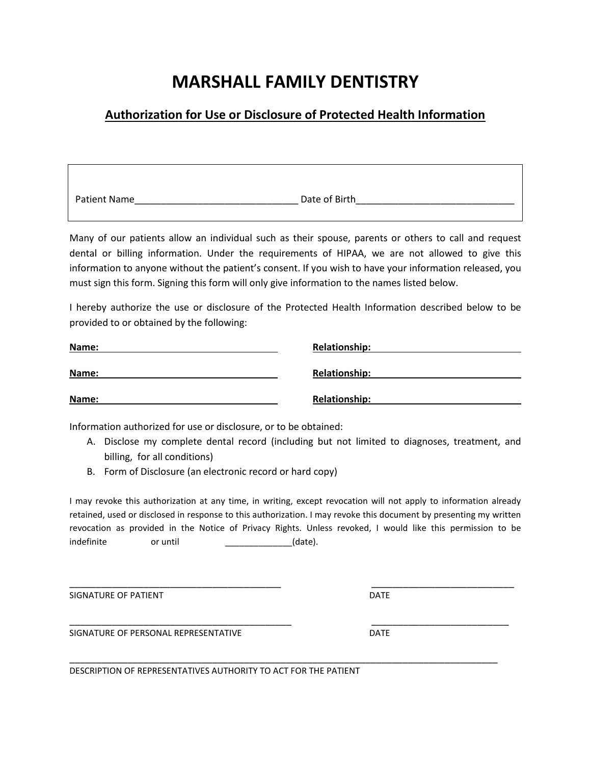# MARSHALL FAMILY DENTISTRY

## Authorization for Use or Disclosure of Protected Health Information

Patient Name_______________________________ Date of Birth______________________________

Many of our patients allow an individual such as their spouse, parents or others to call and request dental or billing information. Under the requirements of HIPAA, we are not allowed to give this information to anyone without the patient's consent. If you wish to have your information released, you must sign this form. Signing this form will only give information to the names listed below.

I hereby authorize the use or disclosure of the Protected Health Information described below to be provided to or obtained by the following:

**Name:** ______________________________ **Relationship:** ______________________________

**Name:** ______________________________ **Relationship:** ______________________________

**Name:** ______________________________ **Relationship:** ______________________________

Information authorized for use or disclosure, or to be obtained:

A. Disclose my complete dental record (including but not limited to diagnoses, treatment, and billing, for all conditions)
B. Form of Disclosure (an electronic record or hard copy)

I may revoke this authorization at any time, in writing, except revocation will not apply to information already retained, used or disclosed in response to this authorization. I may revoke this document by presenting my written revocation as provided in the Notice of Privacy Rights. Unless revoked, I would like this permission to be indefinite or until _____________(date).

____________________________________________ ______________________________
SIGNATURE OF PATIENT DATE

______________________________________________ _____________________________
SIGNATURE OF PERSONAL REPRESENTATIVE DATE

__________________________________________________________________________________________
DESCRIPTION OF REPRESENTATIVES AUTHORITY TO ACT FOR THE PATIENT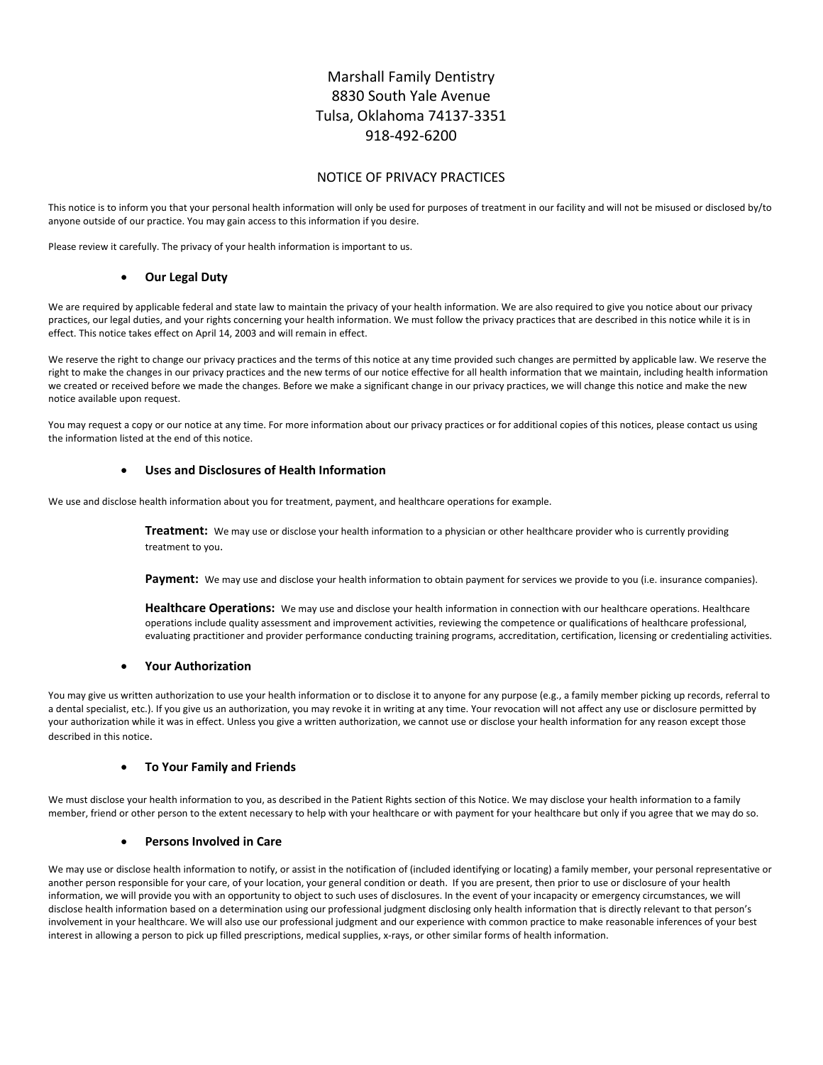Marshall Family Dentistry
8830 South Yale Avenue
Tulsa, Oklahoma 74137-3351
918-492-6200

# NOTICE OF PRIVACY PRACTICES

This notice is to inform you that your personal health information will only be used for purposes of treatment in our facility and will not be misused or disclosed by/to anyone outside of our practice. You may gain access to this information if you desire.

Please review it carefully. The privacy of your health information is important to us.

- **Our Legal Duty**

We are required by applicable federal and state law to maintain the privacy of your health information. We are also required to give you notice about our privacy practices, our legal duties, and your rights concerning your health information. We must follow the privacy practices that are described in this notice while it is in effect. This notice takes effect on April 14, 2003 and will remain in effect.

We reserve the right to change our privacy practices and the terms of this notice at any time provided such changes are permitted by applicable law. We reserve the right to make the changes in our privacy practices and the new terms of our notice effective for all health information that we maintain, including health information we created or received before we made the changes. Before we make a significant change in our privacy practices, we will change this notice and make the new notice available upon request.

You may request a copy or our notice at any time. For more information about our privacy practices or for additional copies of this notices, please contact us using the information listed at the end of this notice.

- **Uses and Disclosures of Health Information**

We use and disclose health information about you for treatment, payment, and healthcare operations for example.

**Treatment:** We may use or disclose your health information to a physician or other healthcare provider who is currently providing treatment to you.

**Payment:** We may use and disclose your health information to obtain payment for services we provide to you (i.e. insurance companies).

**Healthcare Operations:** We may use and disclose your health information in connection with our healthcare operations. Healthcare operations include quality assessment and improvement activities, reviewing the competence or qualifications of healthcare professional, evaluating practitioner and provider performance conducting training programs, accreditation, certification, licensing or credentialing activities.

- **Your Authorization**

You may give us written authorization to use your health information or to disclose it to anyone for any purpose (e.g., a family member picking up records, referral to a dental specialist, etc.). If you give us an authorization, you may revoke it in writing at any time. Your revocation will not affect any use or disclosure permitted by your authorization while it was in effect. Unless you give a written authorization, we cannot use or disclose your health information for any reason except those described in this notice.

- **To Your Family and Friends**

We must disclose your health information to you, as described in the Patient Rights section of this Notice. We may disclose your health information to a family member, friend or other person to the extent necessary to help with your healthcare or with payment for your healthcare but only if you agree that we may do so.

- **Persons Involved in Care**

We may use or disclose health information to notify, or assist in the notification of (included identifying or locating) a family member, your personal representative or another person responsible for your care, of your location, your general condition or death. If you are present, then prior to use or disclosure of your health information, we will provide you with an opportunity to object to such uses of disclosures. In the event of your incapacity or emergency circumstances, we will disclose health information based on a determination using our professional judgment disclosing only health information that is directly relevant to that person's involvement in your healthcare. We will also use our professional judgment and our experience with common practice to make reasonable inferences of your best interest in allowing a person to pick up filled prescriptions, medical supplies, x-rays, or other similar forms of health information.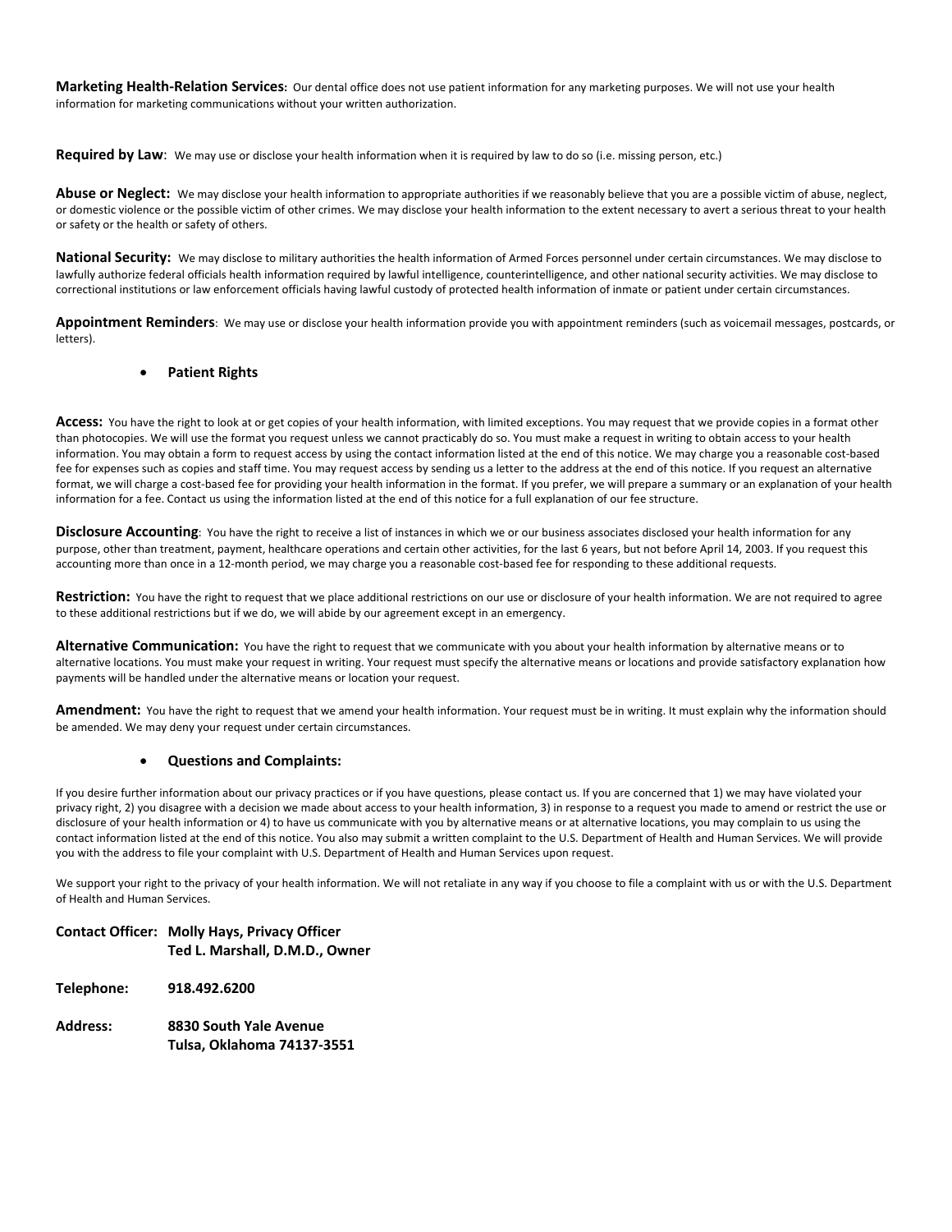**Marketing Health-Relation Services**: Our dental office does not use patient information for any marketing purposes. We will not use your health information for marketing communications without your written authorization.

**Required by Law**: We may use or disclose your health information when it is required by law to do so (i.e. missing person, etc.)

**Abuse or Neglect:** We may disclose your health information to appropriate authorities if we reasonably believe that you are a possible victim of abuse, neglect, or domestic violence or the possible victim of other crimes. We may disclose your health information to the extent necessary to avert a serious threat to your health or safety or the health or safety of others.

**National Security:** We may disclose to military authorities the health information of Armed Forces personnel under certain circumstances. We may disclose to lawfully authorize federal officials health information required by lawful intelligence, counterintelligence, and other national security activities. We may disclose to correctional institutions or law enforcement officials having lawful custody of protected health information of inmate or patient under certain circumstances.

**Appointment Reminders**: We may use or disclose your health information provide you with appointment reminders (such as voicemail messages, postcards, or letters).

- **Patient Rights**

**Access:** You have the right to look at or get copies of your health information, with limited exceptions. You may request that we provide copies in a format other than photocopies. We will use the format you request unless we cannot practicably do so. You must make a request in writing to obtain access to your health information. You may obtain a form to request access by using the contact information listed at the end of this notice. We may charge you a reasonable cost-based fee for expenses such as copies and staff time. You may request access by sending us a letter to the address at the end of this notice. If you request an alternative format, we will charge a cost-based fee for providing your health information in the format. If you prefer, we will prepare a summary or an explanation of your health information for a fee. Contact us using the information listed at the end of this notice for a full explanation of our fee structure.

**Disclosure Accounting**: You have the right to receive a list of instances in which we or our business associates disclosed your health information for any purpose, other than treatment, payment, healthcare operations and certain other activities, for the last 6 years, but not before April 14, 2003. If you request this accounting more than once in a 12-month period, we may charge you a reasonable cost-based fee for responding to these additional requests.

**Restriction:** You have the right to request that we place additional restrictions on our use or disclosure of your health information. We are not required to agree to these additional restrictions but if we do, we will abide by our agreement except in an emergency.

**Alternative Communication:** You have the right to request that we communicate with you about your health information by alternative means or to alternative locations. You must make your request in writing. Your request must specify the alternative means or locations and provide satisfactory explanation how payments will be handled under the alternative means or location your request.

**Amendment:** You have the right to request that we amend your health information. Your request must be in writing. It must explain why the information should be amended. We may deny your request under certain circumstances.

- **Questions and Complaints:**

If you desire further information about our privacy practices or if you have questions, please contact us. If you are concerned that 1) we may have violated your privacy right, 2) you disagree with a decision we made about access to your health information, 3) in response to a request you made to amend or restrict the use or disclosure of your health information or 4) to have us communicate with you by alternative means or at alternative locations, you may complain to us using the contact information listed at the end of this notice. You also may submit a written complaint to the U.S. Department of Health and Human Services. We will provide you with the address to file your complaint with U.S. Department of Health and Human Services upon request.

We support your right to the privacy of your health information. We will not retaliate in any way if you choose to file a complaint with us or with the U.S. Department of Health and Human Services.

**Contact Officer:** **Molly Hays, Privacy Officer**
**Ted L. Marshall, D.M.D., Owner**

**Telephone:** **918.492.6200**

**Address:** **8830 South Yale Avenue**
**Tulsa, Oklahoma 74137-3551**